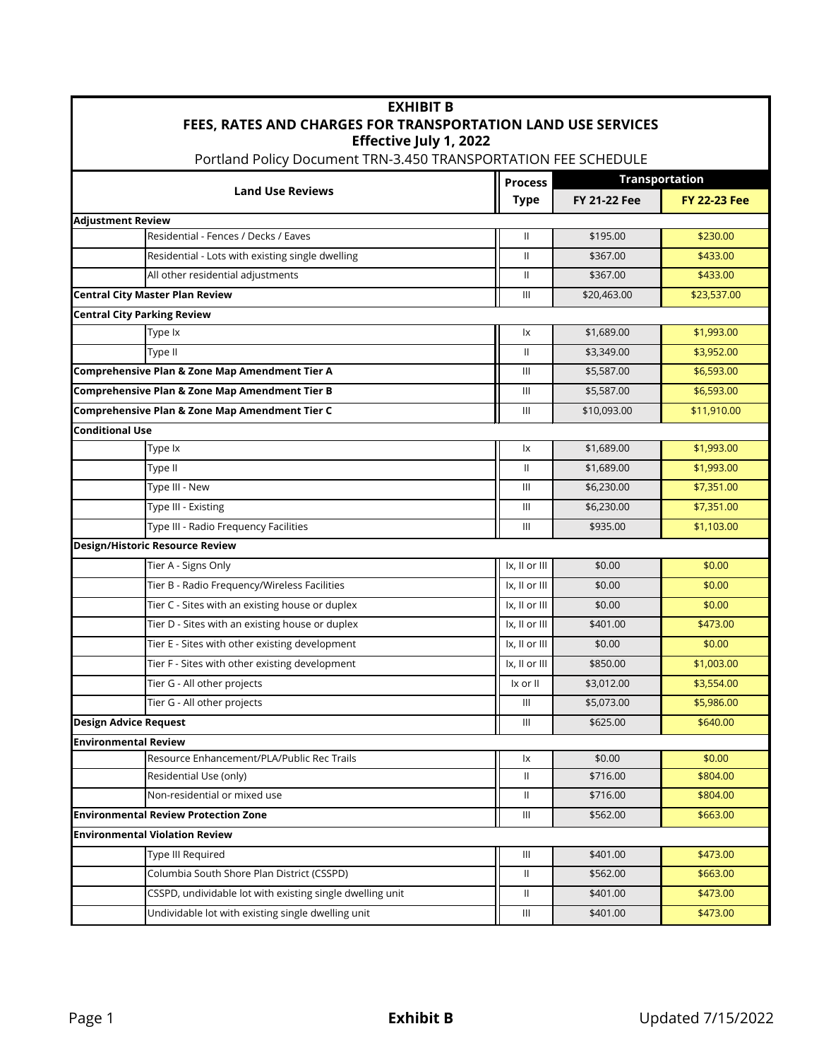# EXHIBIT B
## FEES, RATES AND CHARGES FOR TRANSPORTATION LAND USE SERVICES
### Effective July 1, 2022

Portland Policy Document TRN-3.450 TRANSPORTATION FEE SCHEDULE

| Land Use Reviews | | Process Type | Transportation | |
|---|---|---|---|---|
| | | | FY 21-22 Fee | FY 22-23 Fee |
| **Adjustment Review** | | | | |
| | Residential - Fences / Decks / Eaves | II | $195.00 | $230.00 |
| | Residential - Lots with existing single dwelling | II | $367.00 | $433.00 |
| | All other residential adjustments | II | $367.00 | $433.00 |
| **Central City Master Plan Review** | | III | $20,463.00 | $23,537.00 |
| **Central City Parking Review** | | | | |
| | Type Ix | Ix | $1,689.00 | $1,993.00 |
| | Type II | II | $3,349.00 | $3,952.00 |
| **Comprehensive Plan & Zone Map Amendment Tier A** | | III | $5,587.00 | $6,593.00 |
| **Comprehensive Plan & Zone Map Amendment Tier B** | | III | $5,587.00 | $6,593.00 |
| **Comprehensive Plan & Zone Map Amendment Tier C** | | III | $10,093.00 | $11,910.00 |
| **Conditional Use** | | | | |
| | Type Ix | Ix | $1,689.00 | $1,993.00 |
| | Type II | II | $1,689.00 | $1,993.00 |
| | Type III - New | III | $6,230.00 | $7,351.00 |
| | Type III - Existing | III | $6,230.00 | $7,351.00 |
| | Type III - Radio Frequency Facilities | III | $935.00 | $1,103.00 |
| **Design/Historic Resource Review** | | | | |
| | Tier A - Signs Only | Ix, II or III | $0.00 | $0.00 |
| | Tier B - Radio Frequency/Wireless Facilities | Ix, II or III | $0.00 | $0.00 |
| | Tier C - Sites with an existing house or duplex | Ix, II or III | $0.00 | $0.00 |
| | Tier D - Sites with an existing house or duplex | Ix, II or III | $401.00 | $473.00 |
| | Tier E - Sites with other existing development | Ix, II or III | $0.00 | $0.00 |
| | Tier F - Sites with other existing development | Ix, II or III | $850.00 | $1,003.00 |
| | Tier G - All other projects | Ix or II | $3,012.00 | $3,554.00 |
| | Tier G - All other projects | III | $5,073.00 | $5,986.00 |
| **Design Advice Request** | | III | $625.00 | $640.00 |
| **Environmental Review** | | | | |
| | Resource Enhancement/PLA/Public Rec Trails | Ix | $0.00 | $0.00 |
| | Residential Use (only) | II | $716.00 | $804.00 |
| | Non-residential or mixed use | II | $716.00 | $804.00 |
| **Environmental Review Protection Zone** | | III | $562.00 | $663.00 |
| **Environmental Violation Review** | | | | |
| | Type III Required | III | $401.00 | $473.00 |
| | Columbia South Shore Plan District (CSSPD) | II | $562.00 | $663.00 |
| | CSSPD, undividable lot with existing single dwelling unit | II | $401.00 | $473.00 |
| | Undividable lot with existing single dwelling unit | III | $401.00 | $473.00 |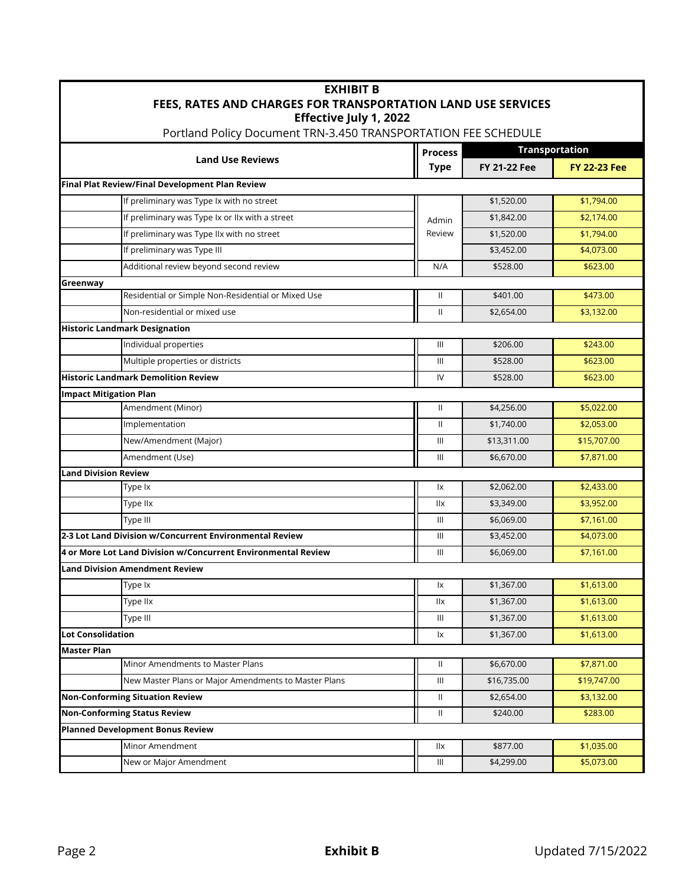**EXHIBIT B**
**FEES, RATES AND CHARGES FOR TRANSPORTATION LAND USE SERVICES**
**Effective July 1, 2022**
Portland Policy Document TRN-3.450 TRANSPORTATION FEE SCHEDULE

| Land Use Reviews | | Process Type | Transportation FY 21-22 Fee | Transportation FY 22-23 Fee |
|---|---|---|---|---|
| **Final Plat Review/Final Development Plan Review** | | | | |
| | If preliminary was Type Ix with no street | Admin Review | $1,520.00 | $1,794.00 |
| | If preliminary was Type Ix or IIx with a street | Admin Review | $1,842.00 | $2,174.00 |
| | If preliminary was Type IIx with no street | Admin Review | $1,520.00 | $1,794.00 |
| | If preliminary was Type III | Admin Review | $3,452.00 | $4,073.00 |
| | Additional review beyond second review | N/A | $528.00 | $623.00 |
| **Greenway** | | | | |
| | Residential or Simple Non-Residential or Mixed Use | II | $401.00 | $473.00 |
| | Non-residential or mixed use | II | $2,654.00 | $3,132.00 |
| **Historic Landmark Designation** | | | | |
| | Individual properties | III | $206.00 | $243.00 |
| | Multiple properties or districts | III | $528.00 | $623.00 |
| **Historic Landmark Demolition Review** | | IV | $528.00 | $623.00 |
| **Impact Mitigation Plan** | | | | |
| | Amendment (Minor) | II | $4,256.00 | $5,022.00 |
| | Implementation | II | $1,740.00 | $2,053.00 |
| | New/Amendment (Major) | III | $13,311.00 | $15,707.00 |
| | Amendment (Use) | III | $6,670.00 | $7,871.00 |
| **Land Division Review** | | | | |
| | Type Ix | Ix | $2,062.00 | $2,433.00 |
| | Type IIx | IIx | $3,349.00 | $3,952.00 |
| | Type III | III | $6,069.00 | $7,161.00 |
| **2-3 Lot Land Division w/Concurrent Environmental Review** | | III | $3,452.00 | $4,073.00 |
| **4 or More Lot Land Division w/Concurrent Environmental Review** | | III | $6,069.00 | $7,161.00 |
| **Land Division Amendment Review** | | | | |
| | Type Ix | Ix | $1,367.00 | $1,613.00 |
| | Type IIx | IIx | $1,367.00 | $1,613.00 |
| | Type III | III | $1,367.00 | $1,613.00 |
| **Lot Consolidation** | | Ix | $1,367.00 | $1,613.00 |
| **Master Plan** | | | | |
| | Minor Amendments to Master Plans | II | $6,670.00 | $7,871.00 |
| | New Master Plans or Major Amendments to Master Plans | III | $16,735.00 | $19,747.00 |
| **Non-Conforming Situation Review** | | II | $2,654.00 | $3,132.00 |
| **Non-Conforming Status Review** | | II | $240.00 | $283.00 |
| **Planned Development Bonus Review** | | | | |
| | Minor Amendment | IIx | $877.00 | $1,035.00 |
| | New or Major Amendment | III | $4,299.00 | $5,073.00 |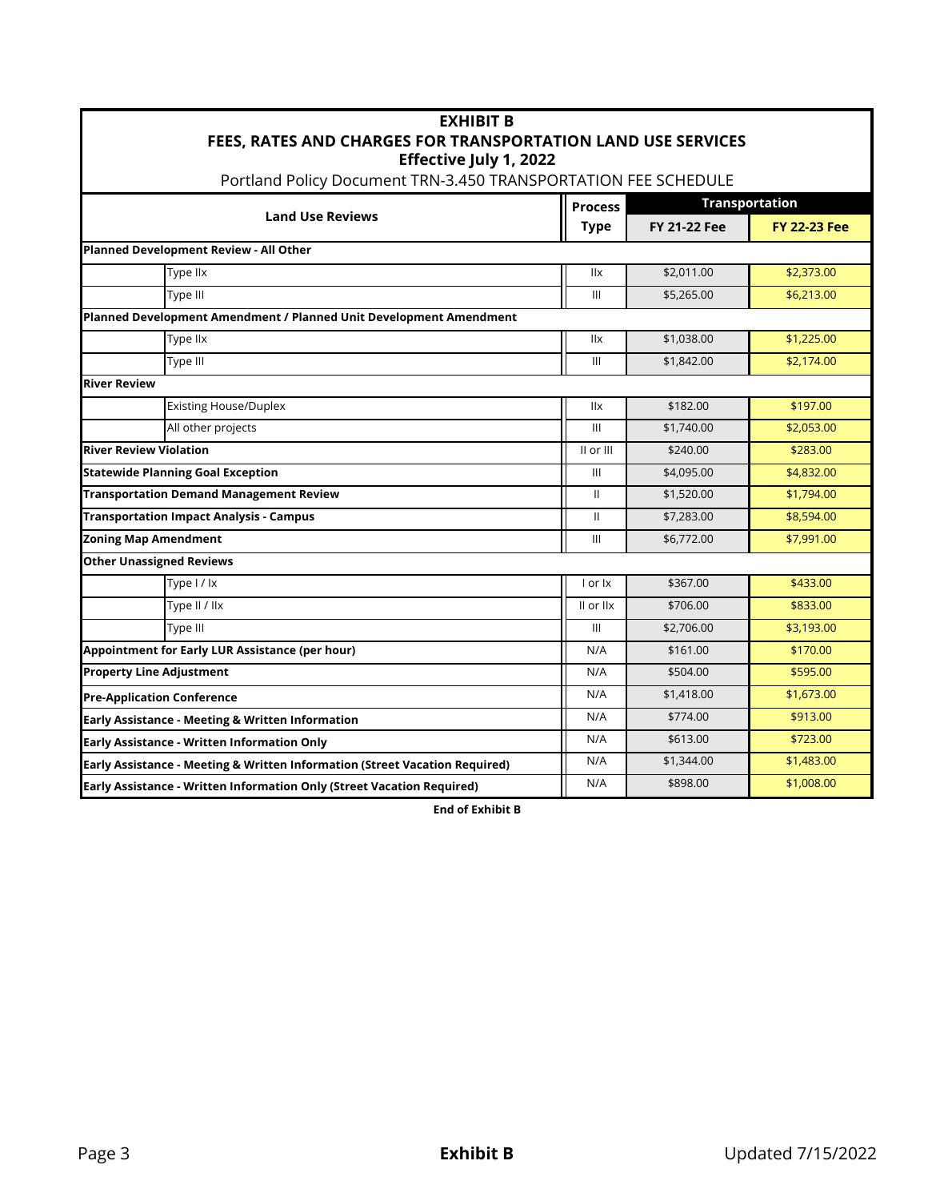# EXHIBIT B

## FEES, RATES AND CHARGES FOR TRANSPORTATION LAND USE SERVICES

### Effective July 1, 2022

Portland Policy Document TRN-3.450 TRANSPORTATION FEE SCHEDULE

| Land Use Reviews | | Process Type | Transportation | |
|---|---|---|---|---|
| | | | FY 21-22 Fee | FY 22-23 Fee |
| **Planned Development Review - All Other** | | | | |
| | Type IIx | IIx | $2,011.00 | $2,373.00 |
| | Type III | III | $5,265.00 | $6,213.00 |
| **Planned Development Amendment / Planned Unit Development Amendment** | | | | |
| | Type IIx | IIx | $1,038.00 | $1,225.00 |
| | Type III | III | $1,842.00 | $2,174.00 |
| **River Review** | | | | |
| | Existing House/Duplex | IIx | $182.00 | $197.00 |
| | All other projects | III | $1,740.00 | $2,053.00 |
| **River Review Violation** | | II or III | $240.00 | $283.00 |
| **Statewide Planning Goal Exception** | | III | $4,095.00 | $4,832.00 |
| **Transportation Demand Management Review** | | II | $1,520.00 | $1,794.00 |
| **Transportation Impact Analysis - Campus** | | II | $7,283.00 | $8,594.00 |
| **Zoning Map Amendment** | | III | $6,772.00 | $7,991.00 |
| **Other Unassigned Reviews** | | | | |
| | Type I / Ix | I or Ix | $367.00 | $433.00 |
| | Type II / IIx | II or IIx | $706.00 | $833.00 |
| | Type III | III | $2,706.00 | $3,193.00 |
| **Appointment for Early LUR Assistance (per hour)** | | N/A | $161.00 | $170.00 |
| **Property Line Adjustment** | | N/A | $504.00 | $595.00 |
| **Pre-Application Conference** | | N/A | $1,418.00 | $1,673.00 |
| **Early Assistance - Meeting & Written Information** | | N/A | $774.00 | $913.00 |
| **Early Assistance - Written Information Only** | | N/A | $613.00 | $723.00 |
| **Early Assistance - Meeting & Written Information (Street Vacation Required)** | | N/A | $1,344.00 | $1,483.00 |
| **Early Assistance - Written Information Only (Street Vacation Required)** | | N/A | $898.00 | $1,008.00 |

**End of Exhibit B**